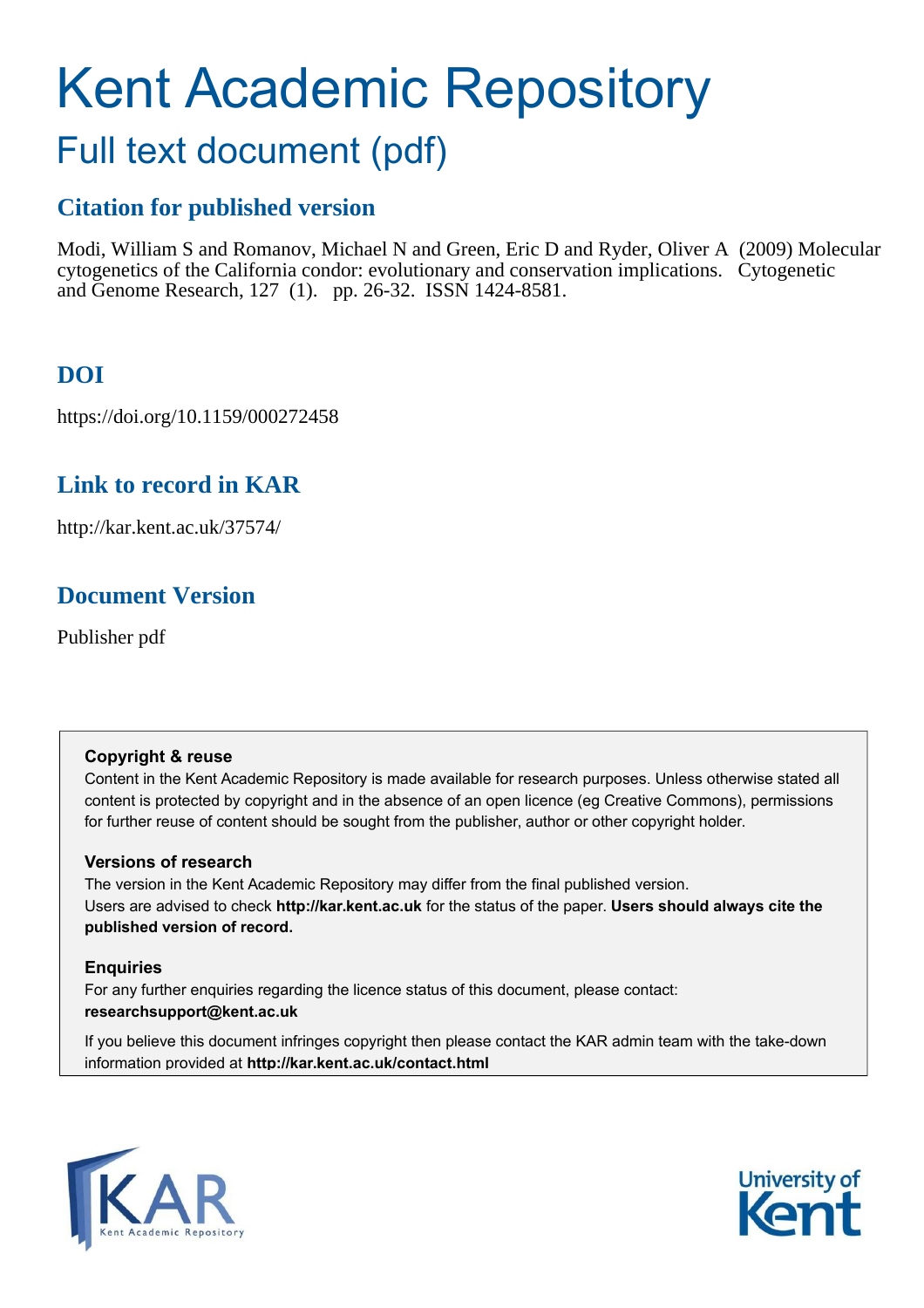# Kent Academic Repository

## Full text document (pdf)

### Citation for published version

Modi, William S and Romanov, Michael N and Green, Eric D and Ryder, Oliver A (2009) Molecular cytogenetics of the California condor: evolutionary and conservation implications. Cytogenetic and Genome Research, 127 (1). pp. 26-32. ISSN 1424-8581.

### DOI

https://doi.org/10.1159/000272458

### Link to record in KAR

http://kar.kent.ac.uk/37574/

### Document Version

Publisher pdf

**Copyright & reuse**

Content in the Kent Academic Repository is made available for research purposes. Unless otherwise stated all content is protected by copyright and in the absence of an open licence (eg Creative Commons), permissions for further reuse of content should be sought from the publisher, author or other copyright holder.

**Versions of research**

The version in the Kent Academic Repository may differ from the final published version. Users are advised to check **http://kar.kent.ac.uk** for the status of the paper. **Users should always cite the published version of record.**

**Enquiries**

For any further enquiries regarding the licence status of this document, please contact: **researchsupport@kent.ac.uk**

If you believe this document infringes copyright then please contact the KAR admin team with the take-down information provided at **http://kar.kent.ac.uk/contact.html**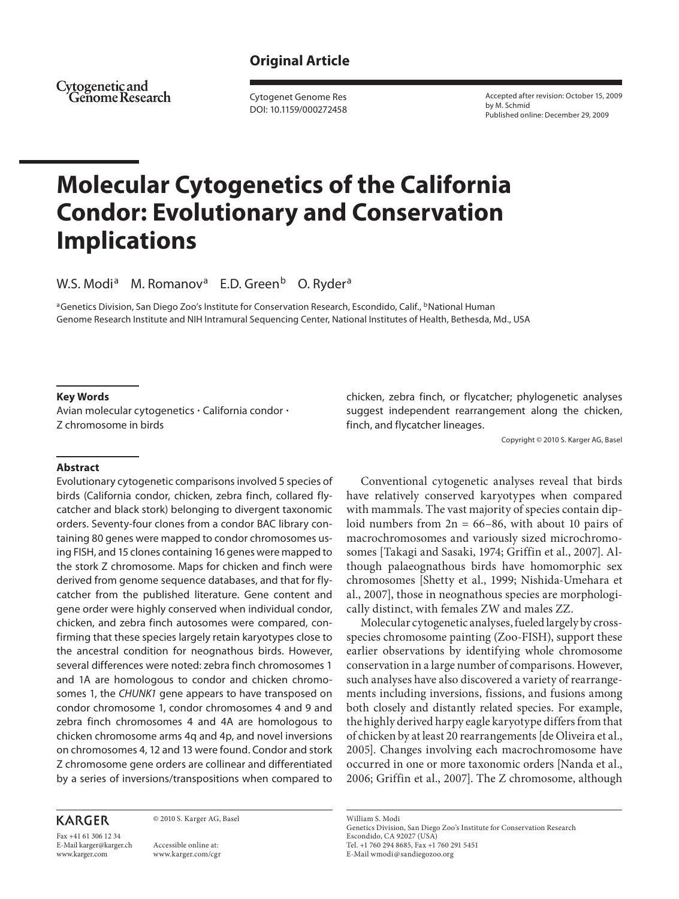## Original Article

Cytogenetic and Genome Research

Cytogenet Genome Res
DOI: 10.1159/000272458

Accepted after revision: October 15, 2009
by M. Schmid
Published online: December 29, 2009

# Molecular Cytogenetics of the California Condor: Evolutionary and Conservation Implications

W.S. Modi[a] M. Romanov[a] E.D. Green[b] O. Ryder[a]

[a]Genetics Division, San Diego Zoo's Institute for Conservation Research, Escondido, Calif., [b]National Human Genome Research Institute and NIH Intramural Sequencing Center, National Institutes of Health, Bethesda, Md., USA

### Key Words

Avian molecular cytogenetics · California condor · Z chromosome in birds

### Abstract

Evolutionary cytogenetic comparisons involved 5 species of birds (California condor, chicken, zebra finch, collared flycatcher and black stork) belonging to divergent taxonomic orders. Seventy-four clones from a condor BAC library containing 80 genes were mapped to condor chromosomes using FISH, and 15 clones containing 16 genes were mapped to the stork Z chromosome. Maps for chicken and finch were derived from genome sequence databases, and that for flycatcher from the published literature. Gene content and gene order were highly conserved when individual condor, chicken, and zebra finch autosomes were compared, confirming that these species largely retain karyotypes close to the ancestral condition for neognathous birds. However, several differences were noted: zebra finch chromosomes 1 and 1A are homologous to condor and chicken chromosomes 1, the *CHUNK1* gene appears to have transposed on condor chromosome 1, condor chromosomes 4 and 9 and zebra finch chromosomes 4 and 4A are homologous to chicken chromosome arms 4q and 4p, and novel inversions on chromosomes 4, 12 and 13 were found. Condor and stork Z chromosome gene orders are collinear and differentiated by a series of inversions/transpositions when compared to chicken, zebra finch, or flycatcher; phylogenetic analyses suggest independent rearrangement along the chicken, finch, and flycatcher lineages.

Copyright © 2010 S. Karger AG, Basel

Conventional cytogenetic analyses reveal that birds have relatively conserved karyotypes when compared with mammals. The vast majority of species contain diploid numbers from 2n = 66–86, with about 10 pairs of macrochromosomes and variously sized microchromosomes [Takagi and Sasaki, 1974; Griffin et al., 2007]. Although palaeognathous birds have homomorphic sex chromosomes [Shetty et al., 1999; Nishida-Umehara et al., 2007], those in neognathous species are morphologically distinct, with females ZW and males ZZ.

Molecular cytogenetic analyses, fueled largely by cross-species chromosome painting (Zoo-FISH), support these earlier observations by identifying whole chromosome conservation in a large number of comparisons. However, such analyses have also discovered a variety of rearrangements including inversions, fissions, and fusions among both closely and distantly related species. For example, the highly derived harpy eagle karyotype differs from that of chicken by at least 20 rearrangements [de Oliveira et al., 2005]. Changes involving each macrochromosome have occurred in one or more taxonomic orders [Nanda et al., 2006; Griffin et al., 2007]. The Z chromosome, although

KARGER

Fax +41 61 306 12 34
E-Mail karger@karger.ch
www.karger.com

© 2010 S. Karger AG, Basel

Accessible online at:
www.karger.com/cgr

William S. Modi
Genetics Division, San Diego Zoo's Institute for Conservation Research
Escondido, CA 92027 (USA)
Tel. +1 760 294 8685, Fax +1 760 291 5451
E-Mail wmodi@sandiegozoo.org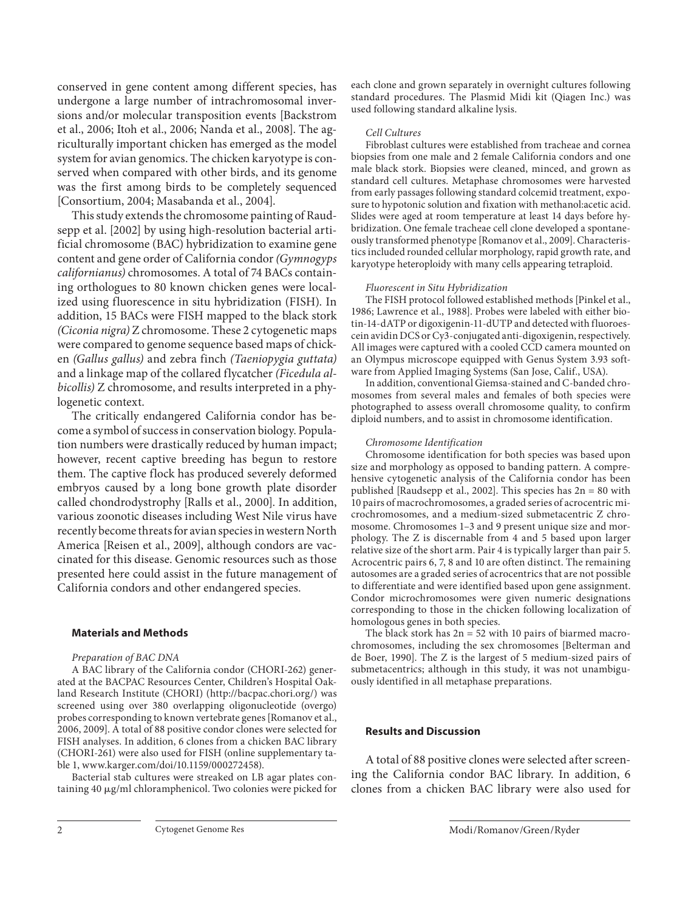conserved in gene content among different species, has undergone a large number of intrachromosomal inversions and/or molecular transposition events [Backstrom et al., 2006; Itoh et al., 2006; Nanda et al., 2008]. The agriculturally important chicken has emerged as the model system for avian genomics. The chicken karyotype is conserved when compared with other birds, and its genome was the first among birds to be completely sequenced [Consortium, 2004; Masabanda et al., 2004].

This study extends the chromosome painting of Raudsepp et al. [2002] by using high-resolution bacterial artificial chromosome (BAC) hybridization to examine gene content and gene order of California condor *(Gymnogyps californianus)* chromosomes. A total of 74 BACs containing orthologues to 80 known chicken genes were localized using fluorescence in situ hybridization (FISH). In addition, 15 BACs were FISH mapped to the black stork *(Ciconia nigra)* Z chromosome. These 2 cytogenetic maps were compared to genome sequence based maps of chicken *(Gallus gallus)* and zebra finch *(Taeniopygia guttata)* and a linkage map of the collared flycatcher *(Ficedula albicollis)* Z chromosome, and results interpreted in a phylogenetic context.

The critically endangered California condor has become a symbol of success in conservation biology. Population numbers were drastically reduced by human impact; however, recent captive breeding has begun to restore them. The captive flock has produced severely deformed embryos caused by a long bone growth plate disorder called chondrodystrophy [Ralls et al., 2000]. In addition, various zoonotic diseases including West Nile virus have recently become threats for avian species in western North America [Reisen et al., 2009], although condors are vaccinated for this disease. Genomic resources such as those presented here could assist in the future management of California condors and other endangered species.

## Materials and Methods

*Preparation of BAC DNA*

A BAC library of the California condor (CHORI-262) generated at the BACPAC Resources Center, Children's Hospital Oakland Research Institute (CHORI) (http://bacpac.chori.org/) was screened using over 380 overlapping oligonucleotide (overgo) probes corresponding to known vertebrate genes [Romanov et al., 2006, 2009]. A total of 88 positive condor clones were selected for FISH analyses. In addition, 6 clones from a chicken BAC library (CHORI-261) were also used for FISH (online supplementary table 1, www.karger.com/doi/10.1159/000272458).

Bacterial stab cultures were streaked on LB agar plates containing 40 μg/ml chloramphenicol. Two colonies were picked for each clone and grown separately in overnight cultures following standard procedures. The Plasmid Midi kit (Qiagen Inc.) was used following standard alkaline lysis.

*Cell Cultures*

Fibroblast cultures were established from tracheae and cornea biopsies from one male and 2 female California condors and one male black stork. Biopsies were cleaned, minced, and grown as standard cell cultures. Metaphase chromosomes were harvested from early passages following standard colcemid treatment, exposure to hypotonic solution and fixation with methanol:acetic acid. Slides were aged at room temperature at least 14 days before hybridization. One female tracheae cell clone developed a spontaneously transformed phenotype [Romanov et al., 2009]. Characteristics included rounded cellular morphology, rapid growth rate, and karyotype heteroploidy with many cells appearing tetraploid.

*Fluorescent in Situ Hybridization*

The FISH protocol followed established methods [Pinkel et al., 1986; Lawrence et al., 1988]. Probes were labeled with either biotin-14-dATP or digoxigenin-11-dUTP and detected with fluorescein avidin DCS or Cy3-conjugated anti-digoxigenin, respectively. All images were captured with a cooled CCD camera mounted on an Olympus microscope equipped with Genus System 3.93 software from Applied Imaging Systems (San Jose, Calif., USA).

In addition, conventional Giemsa-stained and C-banded chromosomes from several males and females of both species were photographed to assess overall chromosome quality, to confirm diploid numbers, and to assist in chromosome identification.

*Chromosome Identification*

Chromosome identification for both species was based upon size and morphology as opposed to banding pattern. A comprehensive cytogenetic analysis of the California condor has been published [Raudsepp et al., 2002]. This species has 2n = 80 with 10 pairs of macrochromosomes, a graded series of acrocentric microchromosomes, and a medium-sized submetacentric Z chromosome. Chromosomes 1–3 and 9 present unique size and morphology. The Z is discernable from 4 and 5 based upon larger relative size of the short arm. Pair 4 is typically larger than pair 5. Acrocentric pairs 6, 7, 8 and 10 are often distinct. The remaining autosomes are a graded series of acrocentrics that are not possible to differentiate and were identified based upon gene assignment. Condor microchromosomes were given numeric designations corresponding to those in the chicken following localization of homologous genes in both species.

The black stork has 2n = 52 with 10 pairs of biarmed macrochromosomes, including the sex chromosomes [Belterman and de Boer, 1990]. The Z is the largest of 5 medium-sized pairs of submetacentrics; although in this study, it was not unambiguously identified in all metaphase preparations.

## Results and Discussion

A total of 88 positive clones were selected after screening the California condor BAC library. In addition, 6 clones from a chicken BAC library were also used for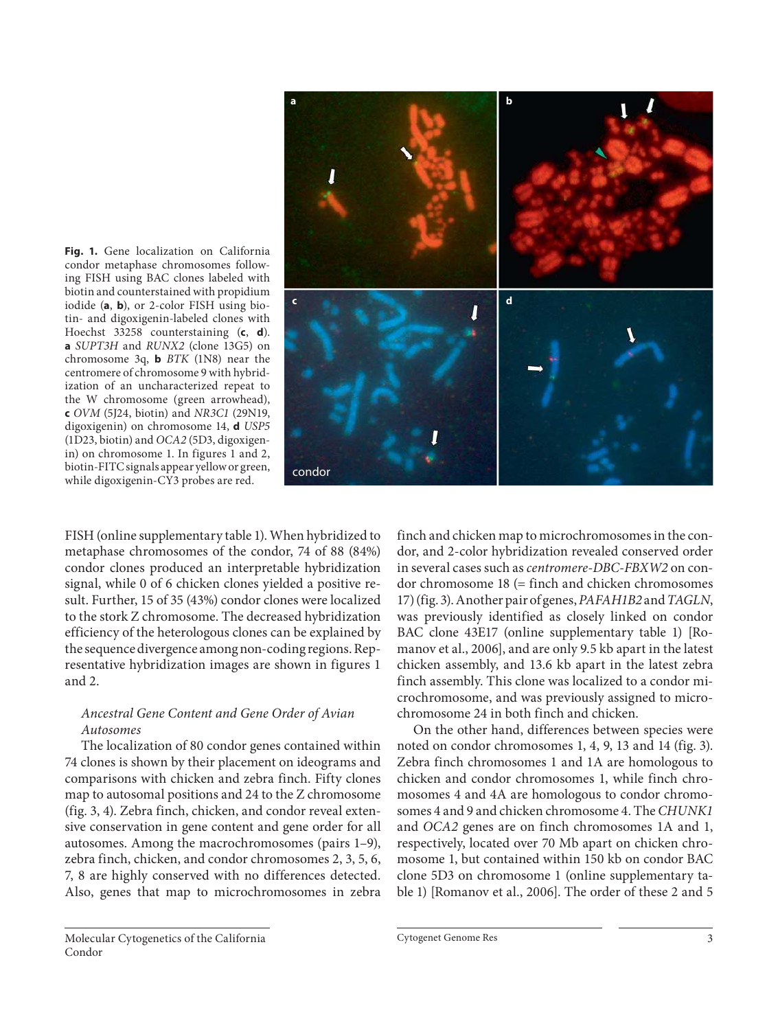**Fig. 1.** Gene localization on California condor metaphase chromosomes following FISH using BAC clones labeled with biotin and counterstained with propidium iodide (**a**, **b**), or 2-color FISH using biotin- and digoxigenin-labeled clones with Hoechst 33258 counterstaining (**c**, **d**). **a** *SUPT3H* and *RUNX2* (clone 13G5) on chromosome 3q, **b** *BTK* (1N8) near the centromere of chromosome 9 with hybridization of an uncharacterized repeat to the W chromosome (green arrowhead), **c** *OVM* (5J24, biotin) and *NR3C1* (29N19, digoxigenin) on chromosome 14, **d** *USP5* (1D23, biotin) and *OCA2* (5D3, digoxigenin) on chromosome 1. In figures 1 and 2, biotin-FITC signals appear yellow or green, while digoxigenin-CY3 probes are red.

FISH (online supplementary table 1). When hybridized to metaphase chromosomes of the condor, 74 of 88 (84%) condor clones produced an interpretable hybridization signal, while 0 of 6 chicken clones yielded a positive result. Further, 15 of 35 (43%) condor clones were localized to the stork Z chromosome. The decreased hybridization efficiency of the heterologous clones can be explained by the sequence divergence among non-coding regions. Representative hybridization images are shown in figures 1 and 2.

### *Ancestral Gene Content and Gene Order of Avian Autosomes*

The localization of 80 condor genes contained within 74 clones is shown by their placement on ideograms and comparisons with chicken and zebra finch. Fifty clones map to autosomal positions and 24 to the Z chromosome (fig. 3, 4). Zebra finch, chicken, and condor reveal extensive conservation in gene content and gene order for all autosomes. Among the macrochromosomes (pairs 1–9), zebra finch, chicken, and condor chromosomes 2, 3, 5, 6, 7, 8 are highly conserved with no differences detected. Also, genes that map to microchromosomes in zebra finch and chicken map to microchromosomes in the condor, and 2-color hybridization revealed conserved order in several cases such as *centromere-DBC-FBXW2* on condor chromosome 18 (= finch and chicken chromosomes 17) (fig. 3). Another pair of genes, *PAFAH1B2* and *TAGLN*, was previously identified as closely linked on condor BAC clone 43E17 (online supplementary table 1) [Romanov et al., 2006], and are only 9.5 kb apart in the latest chicken assembly, and 13.6 kb apart in the latest zebra finch assembly. This clone was localized to a condor microchromosome, and was previously assigned to microchromosome 24 in both finch and chicken.

On the other hand, differences between species were noted on condor chromosomes 1, 4, 9, 13 and 14 (fig. 3). Zebra finch chromosomes 1 and 1A are homologous to chicken and condor chromosomes 1, while finch chromosomes 4 and 4A are homologous to condor chromosomes 4 and 9 and chicken chromosome 4. The *CHUNK1* and *OCA2* genes are on finch chromosomes 1A and 1, respectively, located over 70 Mb apart on chicken chromosome 1, but contained within 150 kb on condor BAC clone 5D3 on chromosome 1 (online supplementary table 1) [Romanov et al., 2006]. The order of these 2 and 5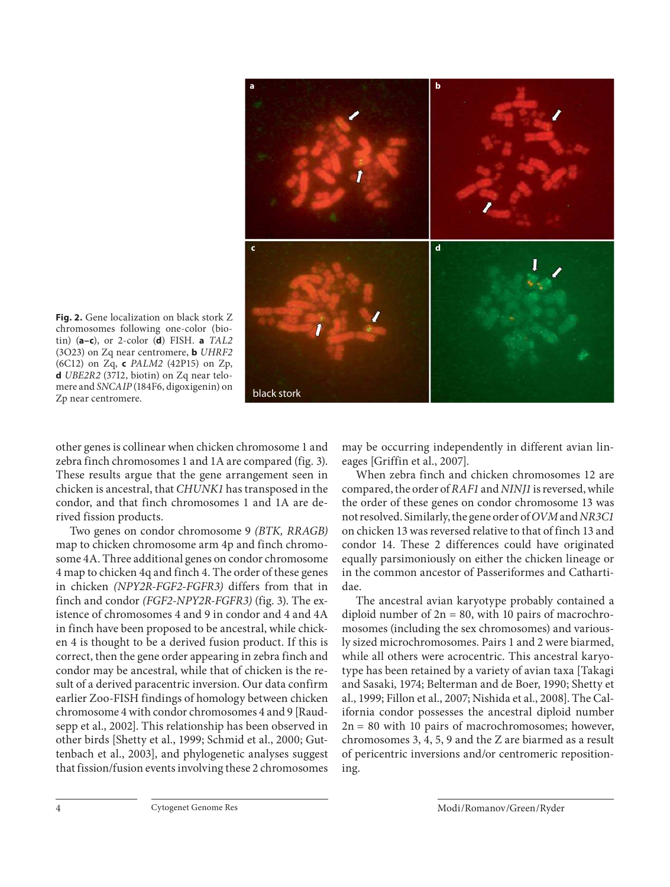**Fig. 2.** Gene localization on black stork Z chromosomes following one-color (biotin) (**a–c**), or 2-color (**d**) FISH. **a** *TAL2* (3O23) on Zq near centromere, **b** *UHRF2* (6C12) on Zq, **c** *PALM2* (42P15) on Zp, **d** *UBE2R2* (37I2, biotin) on Zq near telomere and *SNCAIP* (184F6, digoxigenin) on Zp near centromere.

other genes is collinear when chicken chromosome 1 and zebra finch chromosomes 1 and 1A are compared (fig. 3). These results argue that the gene arrangement seen in chicken is ancestral, that *CHUNK1* has transposed in the condor, and that finch chromosomes 1 and 1A are derived fission products.

Two genes on condor chromosome 9 *(BTK, RRAGB)* map to chicken chromosome arm 4p and finch chromosome 4A. Three additional genes on condor chromosome 4 map to chicken 4q and finch 4. The order of these genes in chicken *(NPY2R-FGF2-FGFR3)* differs from that in finch and condor *(FGF2-NPY2R-FGFR3)* (fig. 3). The existence of chromosomes 4 and 9 in condor and 4 and 4A in finch have been proposed to be ancestral, while chicken 4 is thought to be a derived fusion product. If this is correct, then the gene order appearing in zebra finch and condor may be ancestral, while that of chicken is the result of a derived paracentric inversion. Our data confirm earlier Zoo-FISH findings of homology between chicken chromosome 4 with condor chromosomes 4 and 9 [Raudsepp et al., 2002]. This relationship has been observed in other birds [Shetty et al., 1999; Schmid et al., 2000; Guttenbach et al., 2003], and phylogenetic analyses suggest that fission/fusion events involving these 2 chromosomes may be occurring independently in different avian lineages [Griffin et al., 2007].

When zebra finch and chicken chromosomes 12 are compared, the order of *RAF1* and *NINJ1* is reversed, while the order of these genes on condor chromosome 13 was not resolved. Similarly, the gene order of *OVM* and *NR3C1* on chicken 13 was reversed relative to that of finch 13 and condor 14. These 2 differences could have originated equally parsimoniously on either the chicken lineage or in the common ancestor of Passeriformes and Cathartidae.

The ancestral avian karyotype probably contained a diploid number of 2n = 80, with 10 pairs of macrochromosomes (including the sex chromosomes) and variously sized microchromosomes. Pairs 1 and 2 were biarmed, while all others were acrocentric. This ancestral karyotype has been retained by a variety of avian taxa [Takagi and Sasaki, 1974; Belterman and de Boer, 1990; Shetty et al., 1999; Fillon et al., 2007; Nishida et al., 2008]. The California condor possesses the ancestral diploid number 2n = 80 with 10 pairs of macrochromosomes; however, chromosomes 3, 4, 5, 9 and the Z are biarmed as a result of pericentric inversions and/or centromeric repositioning.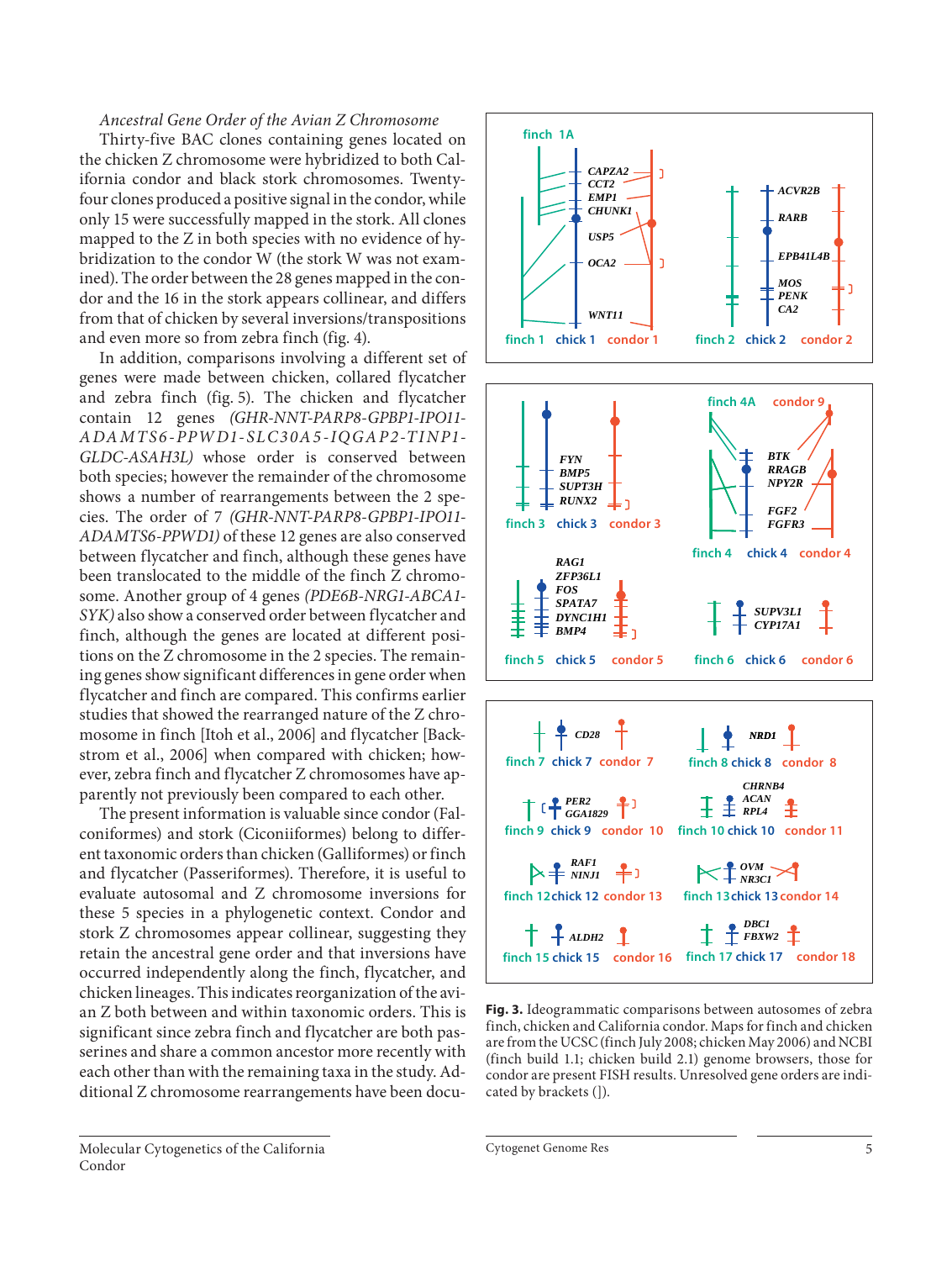*Ancestral Gene Order of the Avian Z Chromosome*

Thirty-five BAC clones containing genes located on the chicken Z chromosome were hybridized to both California condor and black stork chromosomes. Twenty-four clones produced a positive signal in the condor, while only 15 were successfully mapped in the stork. All clones mapped to the Z in both species with no evidence of hybridization to the condor W (the stork W was not examined). The order between the 28 genes mapped in the condor and the 16 in the stork appears collinear, and differs from that of chicken by several inversions/transpositions and even more so from zebra finch (fig. 4).

In addition, comparisons involving a different set of genes were made between chicken, collared flycatcher and zebra finch (fig. 5). The chicken and flycatcher contain 12 genes *(GHR-NNT-PARP8-GPBP1-IPO11-ADAMTS6-PPWD1-SLC30A5-IQGAP2-TINP1-GLDC-ASAH3L)* whose order is conserved between both species; however the remainder of the chromosome shows a number of rearrangements between the 2 species. The order of 7 *(GHR-NNT-PARP8-GPBP1-IPO11-ADAMTS6-PPWD1)* of these 12 genes are also conserved between flycatcher and finch, although these genes have been translocated to the middle of the finch Z chromosome. Another group of 4 genes *(PDE6B-NRG1-ABCA1-SYK)* also show a conserved order between flycatcher and finch, although the genes are located at different positions on the Z chromosome in the 2 species. The remaining genes show significant differences in gene order when flycatcher and finch are compared. This confirms earlier studies that showed the rearranged nature of the Z chromosome in finch [Itoh et al., 2006] and flycatcher [Backstrom et al., 2006] when compared with chicken; however, zebra finch and flycatcher Z chromosomes have apparently not previously been compared to each other.

The present information is valuable since condor (Falconiformes) and stork (Ciconiiformes) belong to different taxonomic orders than chicken (Galliformes) or finch (Passeriformes). Therefore, it is useful to evaluate autosomal and Z chromosome inversions for these 5 species in a phylogenetic context. Condor and stork Z chromosomes appear collinear, suggesting they retain the ancestral gene order and that inversions have occurred independently along the finch, flycatcher, and chicken lineages. This indicates reorganization of the avian Z both between and within taxonomic orders. This is significant since zebra finch and flycatcher are both passerines and share a common ancestor more recently with each other than with the remaining taxa in the study. Additional Z chromosome rearrangements have been docu-

**Fig. 3.** Ideogrammatic comparisons between autosomes of zebra finch, chicken and California condor. Maps for finch and chicken are from the UCSC (finch July 2008; chicken May 2006) and NCBI (finch build 1.1; chicken build 2.1) genome browsers, those for condor are present FISH results. Unresolved gene orders are indicated by brackets (]).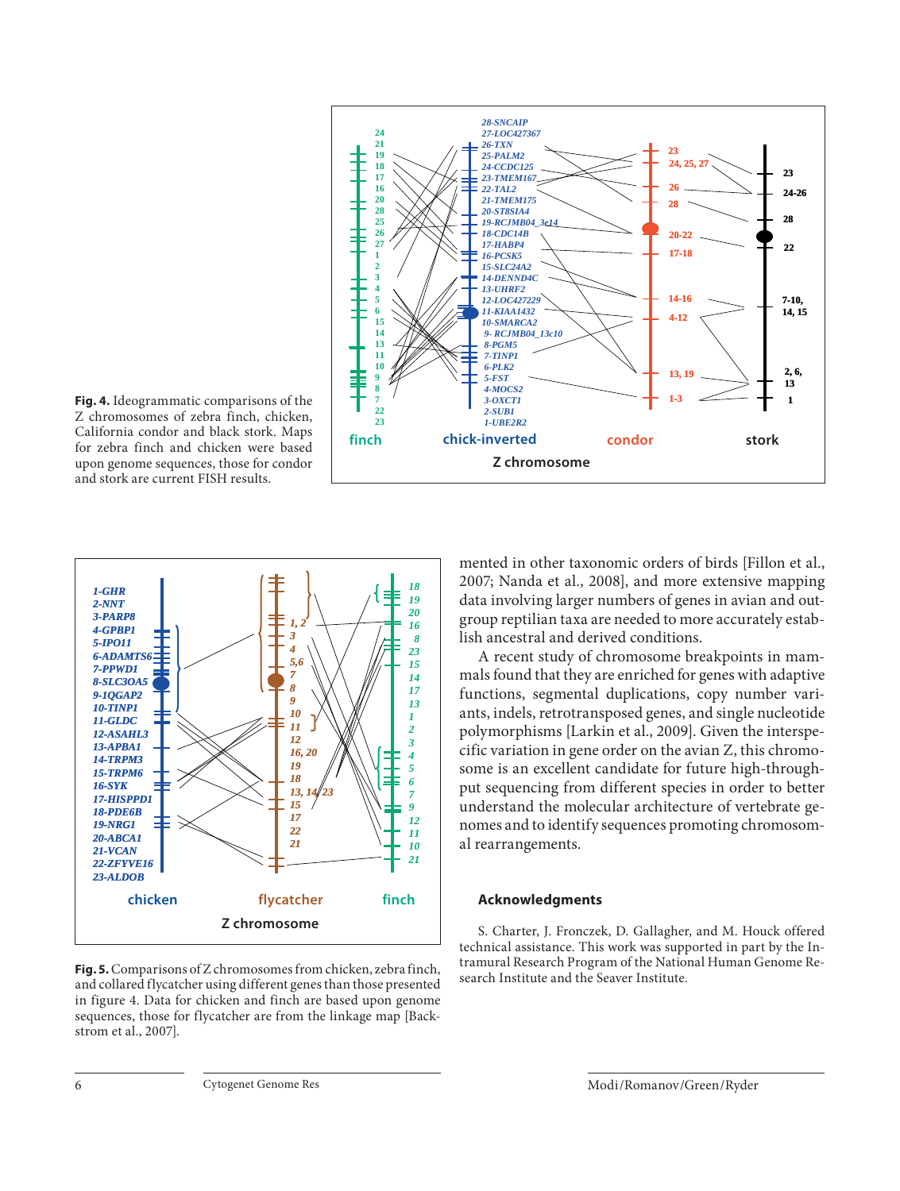**Fig. 4.** Ideogrammatic comparisons of the Z chromosomes of zebra finch, chicken, California condor and black stork. Maps for zebra finch and chicken were based upon genome sequences, those for condor and stork are current FISH results.

**Fig. 5.** Comparisons of Z chromosomes from chicken, zebra finch, and collared flycatcher using different genes than those presented in figure 4. Data for chicken and finch are based upon genome sequences, those for flycatcher are from the linkage map [Backstrom et al., 2007].

mented in other taxonomic orders of birds [Fillon et al., 2007; Nanda et al., 2008], and more extensive mapping data involving larger numbers of genes in avian and outgroup reptilian taxa are needed to more accurately establish ancestral and derived conditions.

A recent study of chromosome breakpoints in mammals found that they are enriched for genes with adaptive functions, segmental duplications, copy number variants, indels, retrotransposed genes, and single nucleotide polymorphisms [Larkin et al., 2009]. Given the interspecific variation in gene order on the avian Z, this chromosome is an excellent candidate for future high-throughput sequencing from different species in order to better understand the molecular architecture of vertebrate genomes and to identify sequences promoting chromosomal rearrangements.

## Acknowledgments

S. Charter, J. Fronczek, D. Gallagher, and M. Houck offered technical assistance. This work was supported in part by the Intramural Research Program of the National Human Genome Research Institute and the Seaver Institute.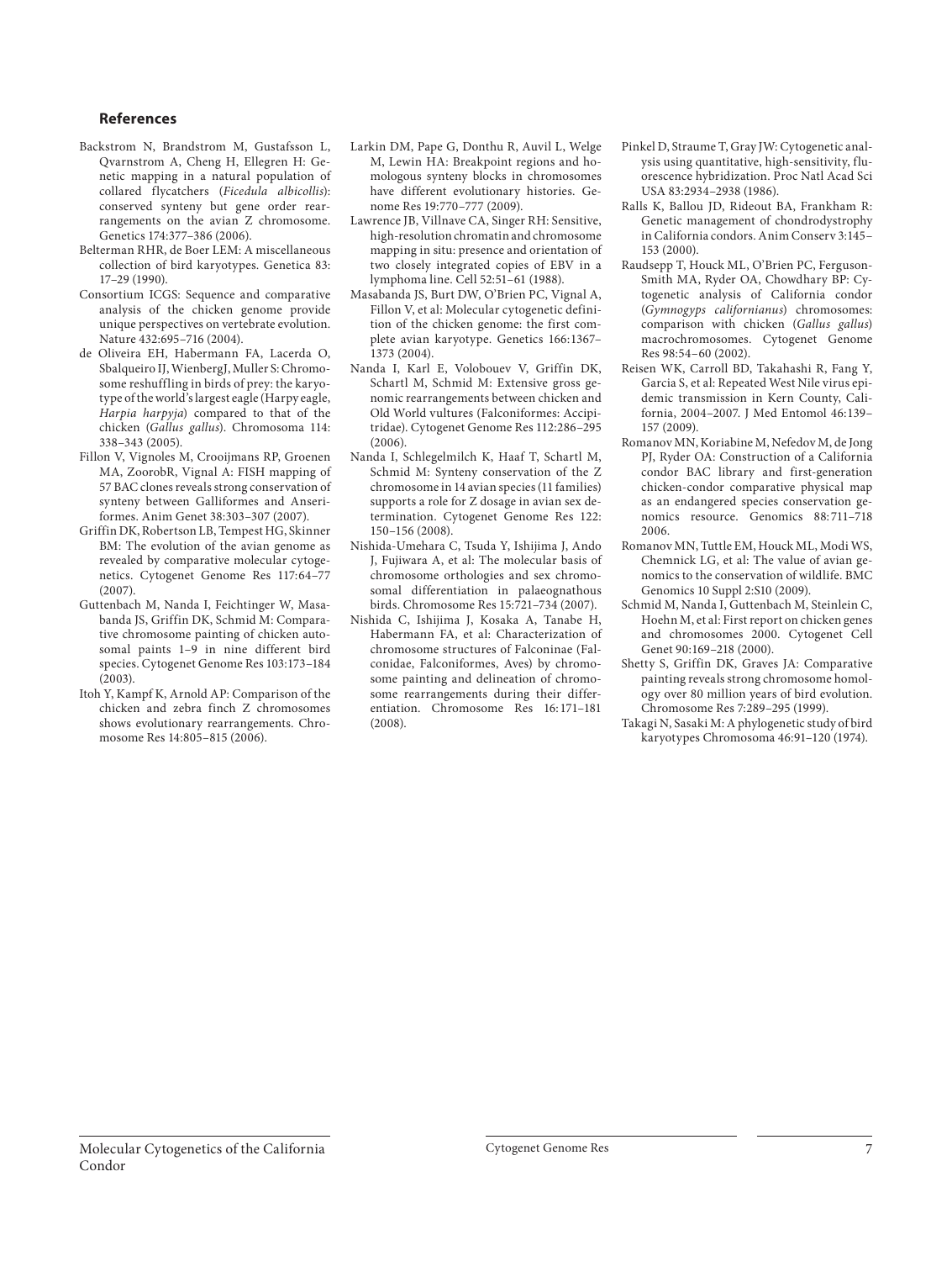## References

Backstrom N, Brandstrom M, Gustafsson L, Qvarnstrom A, Cheng H, Ellegren H: Genetic mapping in a natural population of collared flycatchers (*Ficedula albicollis*): conserved synteny but gene order rearrangements on the avian Z chromosome. Genetics 174:377–386 (2006).

Belterman RHR, de Boer LEM: A miscellaneous collection of bird karyotypes. Genetica 83: 17–29 (1990).

Consortium ICGS: Sequence and comparative analysis of the chicken genome provide unique perspectives on vertebrate evolution. Nature 432:695–716 (2004).

de Oliveira EH, Habermann FA, Lacerda O, Sbalqueiro IJ, WienbergJ, Muller S: Chromosome reshuffling in birds of prey: the karyotype of the world's largest eagle (Harpy eagle, *Harpia harpyja*) compared to that of the chicken (*Gallus gallus*). Chromosoma 114: 338–343 (2005).

Fillon V, Vignoles M, Crooijmans RP, Groenen MA, ZoorobR, Vignal A: FISH mapping of 57 BAC clones reveals strong conservation of synteny between Galliformes and Anseriformes. Anim Genet 38:303–307 (2007).

Griffin DK, Robertson LB, Tempest HG, Skinner BM: The evolution of the avian genome as revealed by comparative molecular cytogenetics. Cytogenet Genome Res 117:64–77 (2007).

Guttenbach M, Nanda I, Feichtinger W, Masabanda JS, Griffin DK, Schmid M: Comparative chromosome painting of chicken autosomal paints 1–9 in nine different bird species. Cytogenet Genome Res 103:173–184 (2003).

Itoh Y, Kampf K, Arnold AP: Comparison of the chicken and zebra finch Z chromosomes shows evolutionary rearrangements. Chromosome Res 14:805–815 (2006).

Larkin DM, Pape G, Donthu R, Auvil L, Welge M, Lewin HA: Breakpoint regions and homologous synteny blocks in chromosomes have different evolutionary histories. Genome Res 19:770–777 (2009).

Lawrence JB, Villnave CA, Singer RH: Sensitive, high-resolution chromatin and chromosome mapping in situ: presence and orientation of two closely integrated copies of EBV in a lymphoma line. Cell 52:51–61 (1988).

Masabanda JS, Burt DW, O'Brien PC, Vignal A, Fillon V, et al: Molecular cytogenetic definition of the chicken genome: the first complete avian karyotype. Genetics 166:1367–1373 (2004).

Nanda I, Karl E, Volobouev V, Griffin DK, Schartl M, Schmid M: Extensive gross genomic rearrangements between chicken and Old World vultures (Falconiformes: Accipitridae). Cytogenet Genome Res 112:286–295 (2006).

Nanda I, Schlegelmilch K, Haaf T, Schartl M, Schmid M: Synteny conservation of the Z chromosome in 14 avian species (11 families) supports a role for Z dosage in avian sex determination. Cytogenet Genome Res 122: 150–156 (2008).

Nishida-Umehara C, Tsuda Y, Ishijima J, Ando J, Fujiwara A, et al: The molecular basis of chromosome orthologies and sex chromosomal differentiation in palaeognathous birds. Chromosome Res 15:721–734 (2007).

Nishida C, Ishijima J, Kosaka A, Tanabe H, Habermann FA, et al: Characterization of chromosome structures of Falconinae (Falconidae, Falconiformes, Aves) by chromosome painting and delineation of chromosome rearrangements during their differentiation. Chromosome Res 16:171–181 (2008).

Pinkel D, Straume T, Gray JW: Cytogenetic analysis using quantitative, high-sensitivity, fluorescence hybridization. Proc Natl Acad Sci USA 83:2934–2938 (1986).

Ralls K, Ballou JD, Rideout BA, Frankham R: Genetic management of chondrodystrophy in California condors. Anim Conserv 3:145–153 (2000).

Raudsepp T, Houck ML, O'Brien PC, Ferguson-Smith MA, Ryder OA, Chowdhary BP: Cytogenetic analysis of California condor (*Gymnogyps californianus*) chromosomes: comparison with chicken (*Gallus gallus*) macrochromosomes. Cytogenet Genome Res 98:54–60 (2002).

Reisen WK, Carroll BD, Takahashi R, Fang Y, Garcia S, et al: Repeated West Nile virus epidemic transmission in Kern County, California, 2004–2007. J Med Entomol 46:139–157 (2009).

Romanov MN, Koriabine M, Nefedov M, de Jong PJ, Ryder OA: Construction of a California condor BAC library and first-generation chicken-condor comparative physical map as an endangered species conservation genomics resource. Genomics 88:711–718 2006.

Romanov MN, Tuttle EM, Houck ML, Modi WS, Chemnick LG, et al: The value of avian genomics to the conservation of wildlife. BMC Genomics 10 Suppl 2:S10 (2009).

Schmid M, Nanda I, Guttenbach M, Steinlein C, Hoehn M, et al: First report on chicken genes and chromosomes 2000. Cytogenet Cell Genet 90:169–218 (2000).

Shetty S, Griffin DK, Graves JA: Comparative painting reveals strong chromosome homology over 80 million years of bird evolution. Chromosome Res 7:289–295 (1999).

Takagi N, Sasaki M: A phylogenetic study of bird karyotypes Chromosoma 46:91–120 (1974).